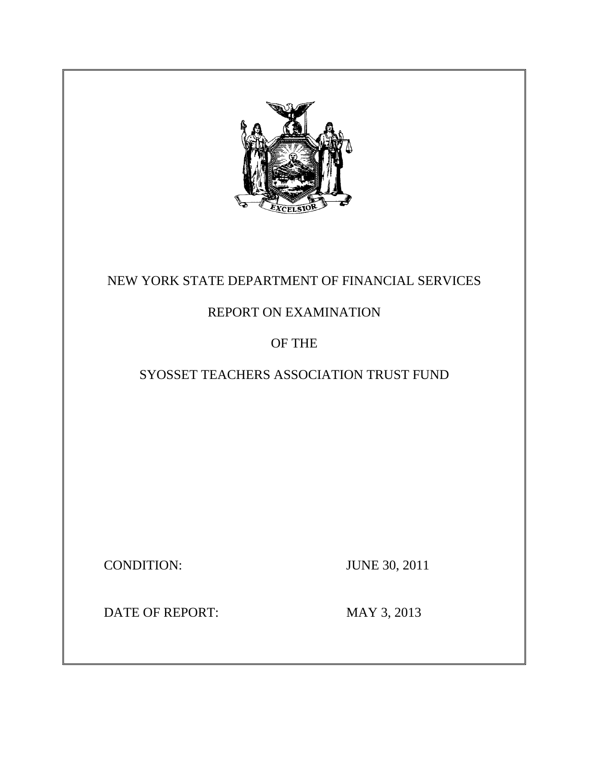NEW YORK STATE DEPARTMENT OF FINANCIAL SERVICES

REPORT ON EXAMINATION

OF THE

SYOSSET TEACHERS ASSOCIATION TRUST FUND

CONDITION: JUNE 30, 2011

DATE OF REPORT: MAY 3, 2013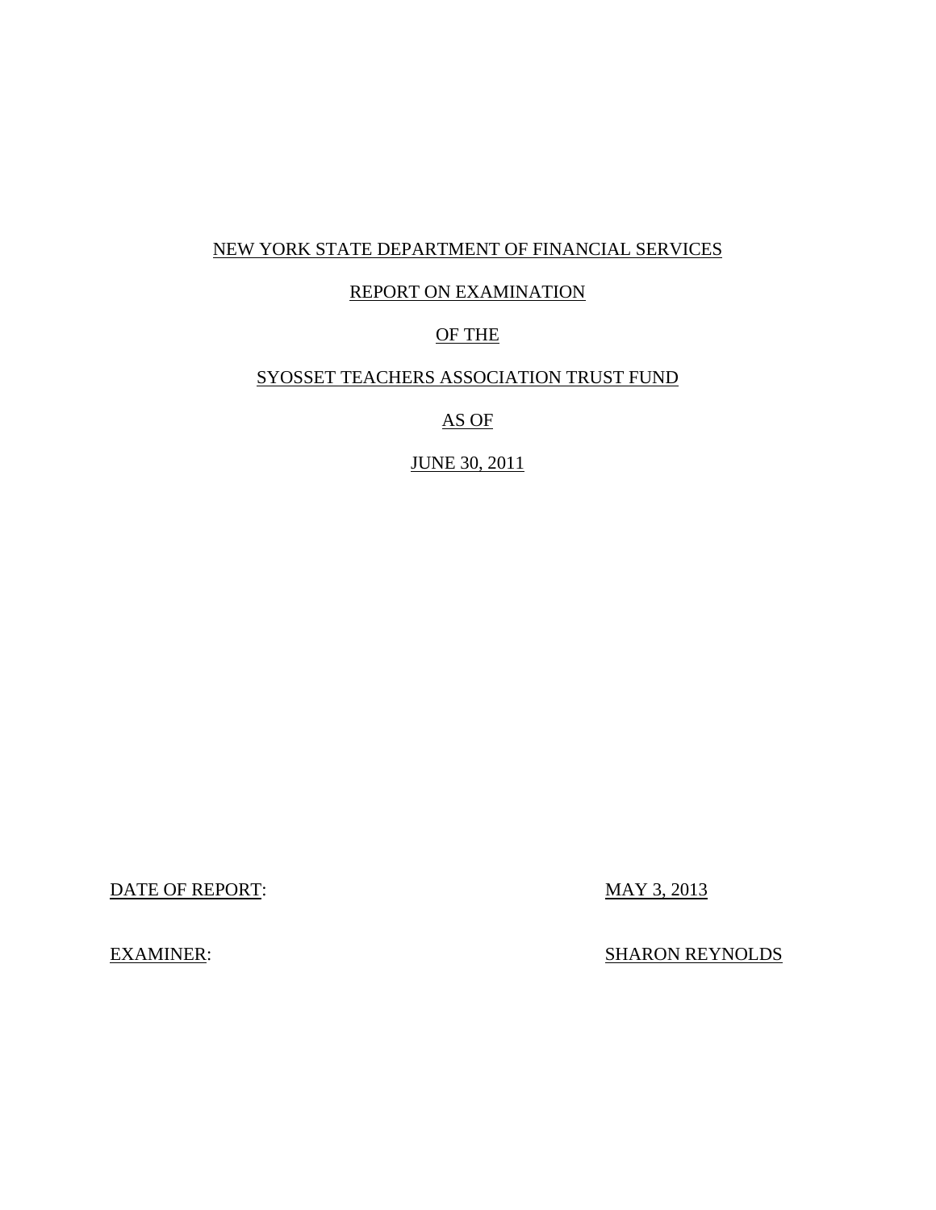NEW YORK STATE DEPARTMENT OF FINANCIAL SERVICES

REPORT ON EXAMINATION

OF THE

SYOSSET TEACHERS ASSOCIATION TRUST FUND

AS OF

JUNE 30, 2011

DATE OF REPORT: MAY 3, 2013

EXAMINER: SHARON REYNOLDS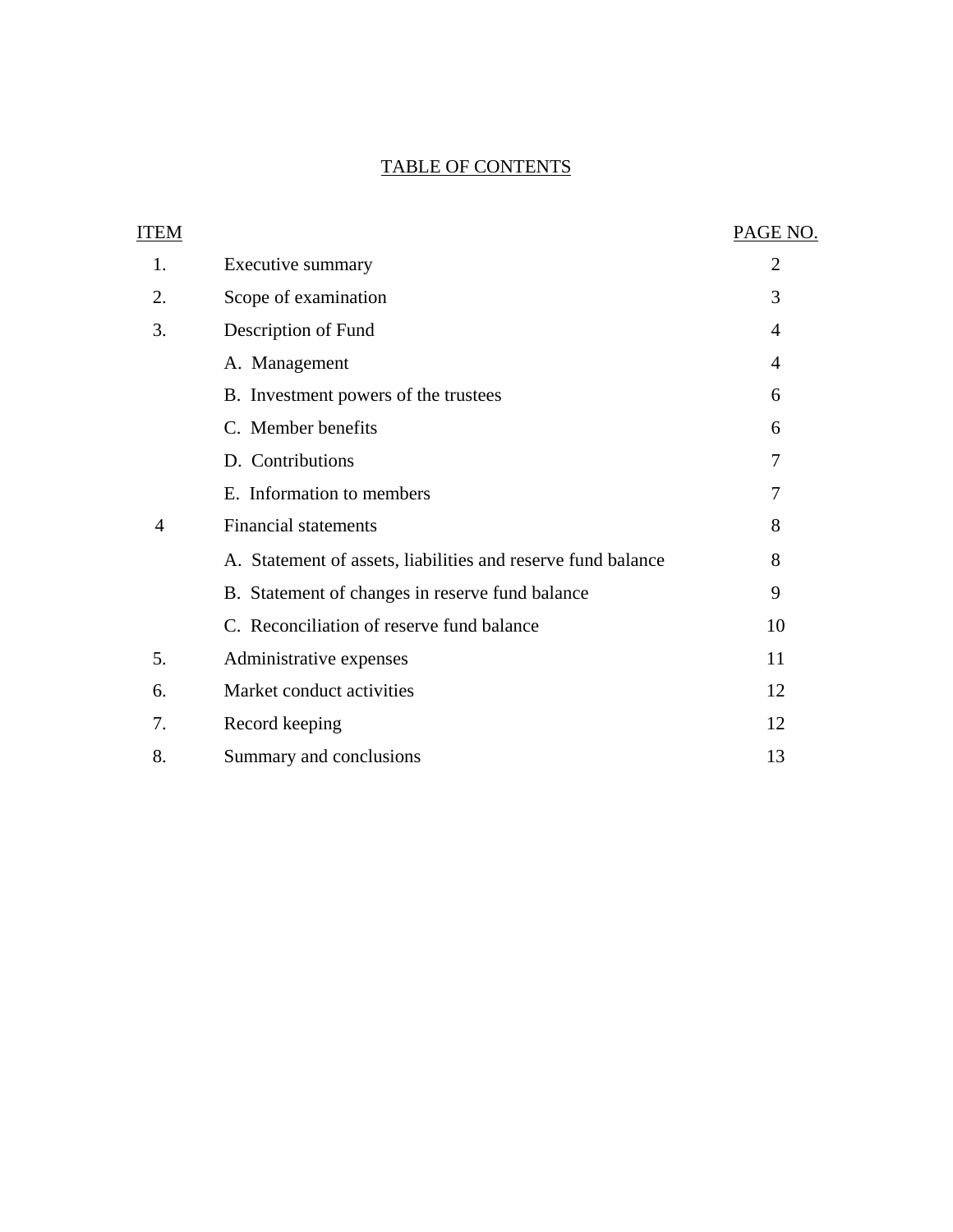## TABLE OF CONTENTS

| ITEM | | PAGE NO. |
|---|---|---|
| 1. | Executive summary | 2 |
| 2. | Scope of examination | 3 |
| 3. | Description of Fund | 4 |
| | A. Management | 4 |
| | B. Investment powers of the trustees | 6 |
| | C. Member benefits | 6 |
| | D. Contributions | 7 |
| | E. Information to members | 7 |
| 4 | Financial statements | 8 |
| | A. Statement of assets, liabilities and reserve fund balance | 8 |
| | B. Statement of changes in reserve fund balance | 9 |
| | C. Reconciliation of reserve fund balance | 10 |
| 5. | Administrative expenses | 11 |
| 6. | Market conduct activities | 12 |
| 7. | Record keeping | 12 |
| 8. | Summary and conclusions | 13 |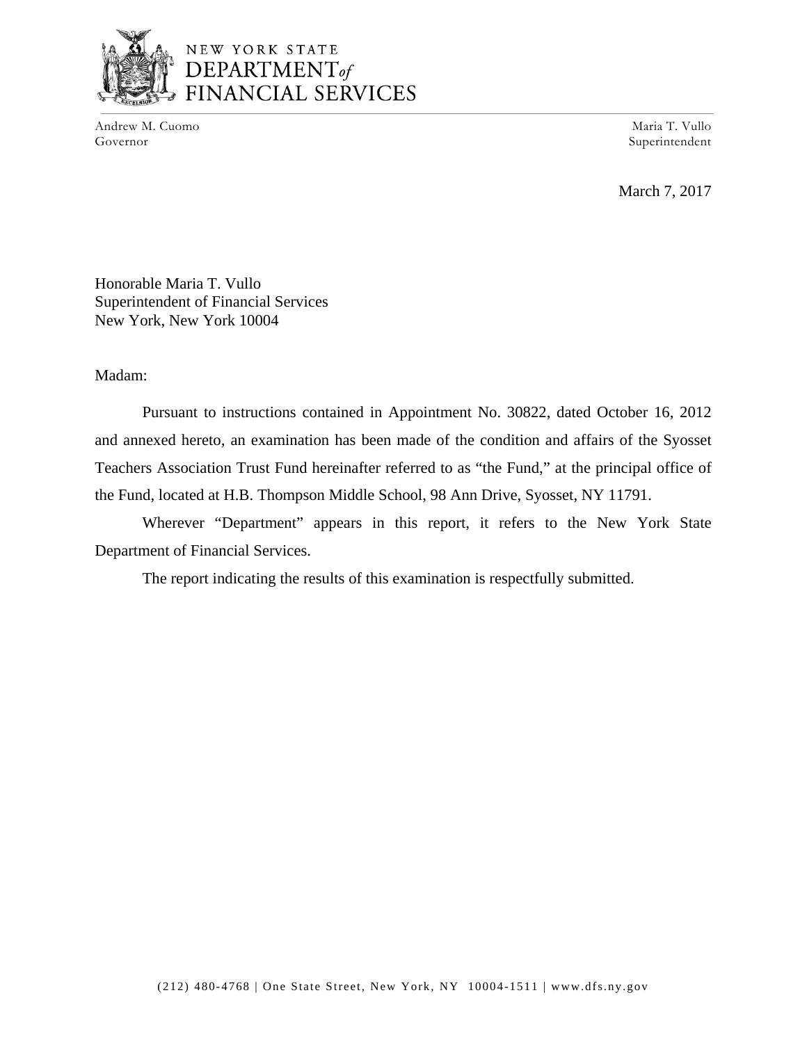NEW YORK STATE
DEPARTMENT *of*
FINANCIAL SERVICES

Andrew M. Cuomo
Governor

Maria T. Vullo
Superintendent

March 7, 2017

Honorable Maria T. Vullo
Superintendent of Financial Services
New York, New York 10004

Madam:

Pursuant to instructions contained in Appointment No. 30822, dated October 16, 2012 and annexed hereto, an examination has been made of the condition and affairs of the Syosset Teachers Association Trust Fund hereinafter referred to as "the Fund," at the principal office of the Fund, located at H.B. Thompson Middle School, 98 Ann Drive, Syosset, NY 11791.

Wherever "Department" appears in this report, it refers to the New York State Department of Financial Services.

The report indicating the results of this examination is respectfully submitted.

(212) 480-4768 | One State Street, New York, NY 10004-1511 | www.dfs.ny.gov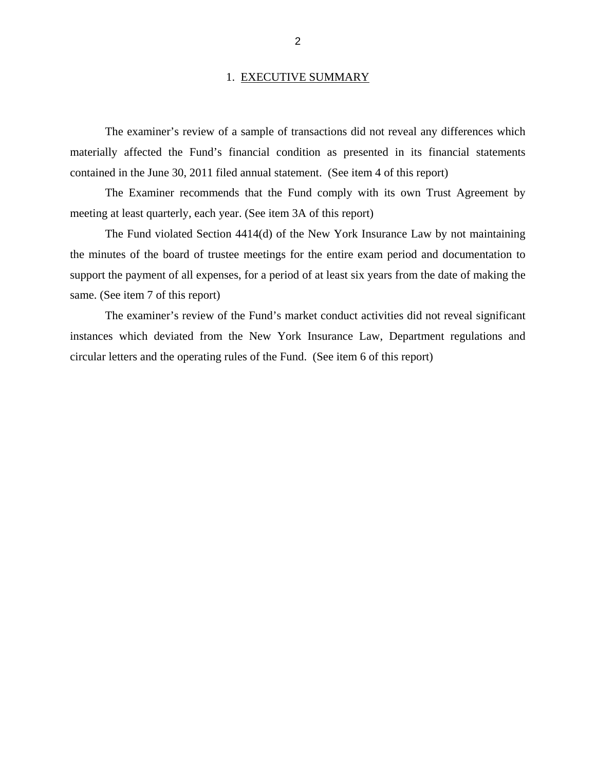# 1. EXECUTIVE SUMMARY

The examiner's review of a sample of transactions did not reveal any differences which materially affected the Fund's financial condition as presented in its financial statements contained in the June 30, 2011 filed annual statement. (See item 4 of this report)

The Examiner recommends that the Fund comply with its own Trust Agreement by meeting at least quarterly, each year. (See item 3A of this report)

The Fund violated Section 4414(d) of the New York Insurance Law by not maintaining the minutes of the board of trustee meetings for the entire exam period and documentation to support the payment of all expenses, for a period of at least six years from the date of making the same. (See item 7 of this report)

The examiner's review of the Fund's market conduct activities did not reveal significant instances which deviated from the New York Insurance Law, Department regulations and circular letters and the operating rules of the Fund. (See item 6 of this report)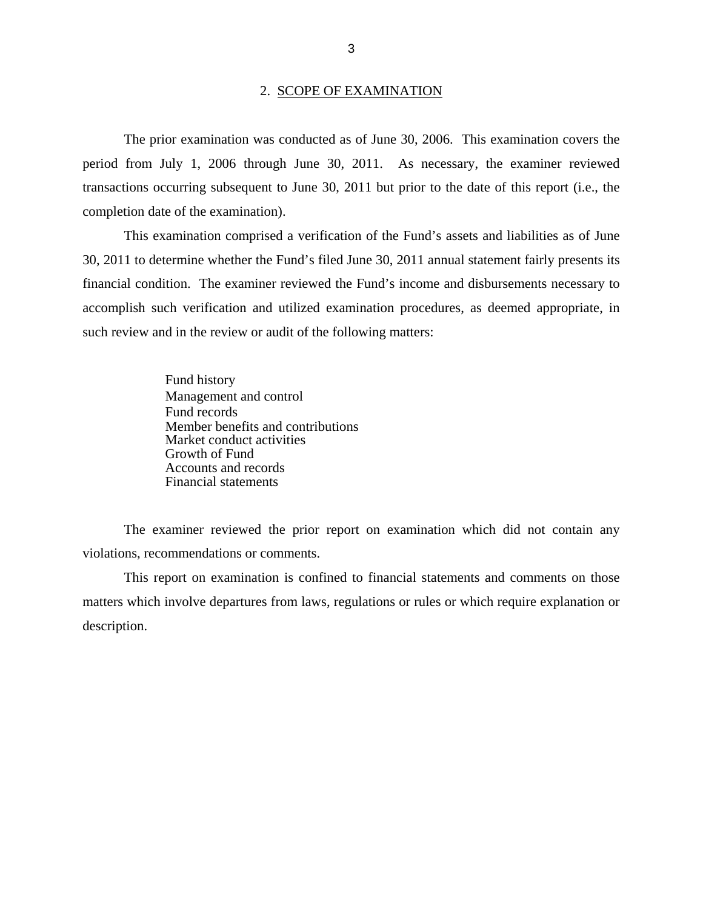## 2. SCOPE OF EXAMINATION

The prior examination was conducted as of June 30, 2006. This examination covers the period from July 1, 2006 through June 30, 2011. As necessary, the examiner reviewed transactions occurring subsequent to June 30, 2011 but prior to the date of this report (i.e., the completion date of the examination).

This examination comprised a verification of the Fund's assets and liabilities as of June 30, 2011 to determine whether the Fund's filed June 30, 2011 annual statement fairly presents its financial condition. The examiner reviewed the Fund's income and disbursements necessary to accomplish such verification and utilized examination procedures, as deemed appropriate, in such review and in the review or audit of the following matters:

Fund history
Management and control
Fund records
Member benefits and contributions
Market conduct activities
Growth of Fund
Accounts and records
Financial statements

The examiner reviewed the prior report on examination which did not contain any violations, recommendations or comments.

This report on examination is confined to financial statements and comments on those matters which involve departures from laws, regulations or rules or which require explanation or description.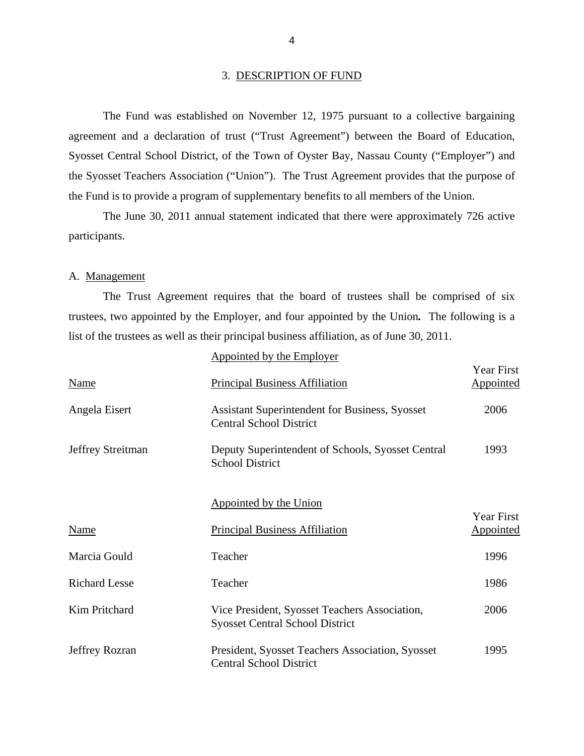## 3. DESCRIPTION OF FUND

The Fund was established on November 12, 1975 pursuant to a collective bargaining agreement and a declaration of trust ("Trust Agreement") between the Board of Education, Syosset Central School District, of the Town of Oyster Bay, Nassau County ("Employer") and the Syosset Teachers Association ("Union"). The Trust Agreement provides that the purpose of the Fund is to provide a program of supplementary benefits to all members of the Union.

The June 30, 2011 annual statement indicated that there were approximately 726 active participants.

### A. Management

The Trust Agreement requires that the board of trustees shall be comprised of six trustees, two appointed by the Employer, and four appointed by the Union**.** The following is a list of the trustees as well as their principal business affiliation, as of June 30, 2011.

**Appointed by the Employer**

| Name | Principal Business Affiliation | Year First Appointed |
|---|---|---|
| Angela Eisert | Assistant Superintendent for Business, Syosset Central School District | 2006 |
| Jeffrey Streitman | Deputy Superintendent of Schools, Syosset Central School District | 1993 |

**Appointed by the Union**

| Name | Principal Business Affiliation | Year First Appointed |
|---|---|---|
| Marcia Gould | Teacher | 1996 |
| Richard Lesse | Teacher | 1986 |
| Kim Pritchard | Vice President, Syosset Teachers Association, Syosset Central School District | 2006 |
| Jeffrey Rozran | President, Syosset Teachers Association, Syosset Central School District | 1995 |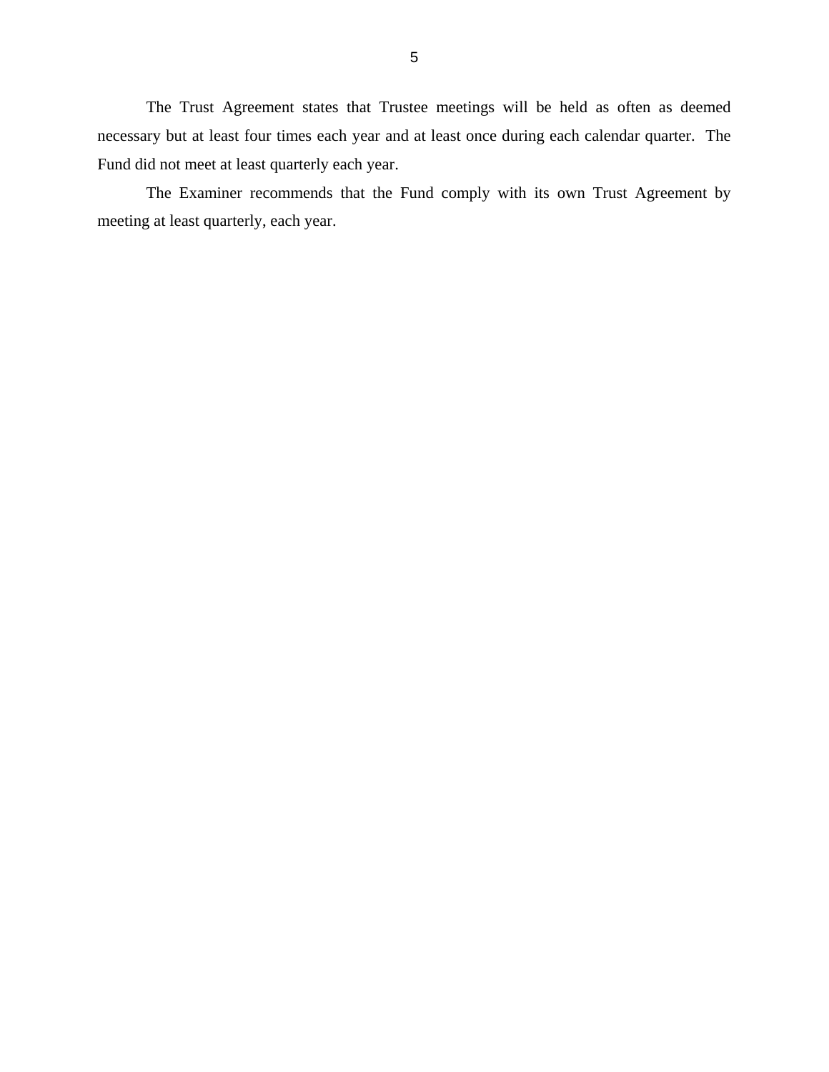The Trust Agreement states that Trustee meetings will be held as often as deemed necessary but at least four times each year and at least once during each calendar quarter. The Fund did not meet at least quarterly each year.

The Examiner recommends that the Fund comply with its own Trust Agreement by meeting at least quarterly, each year.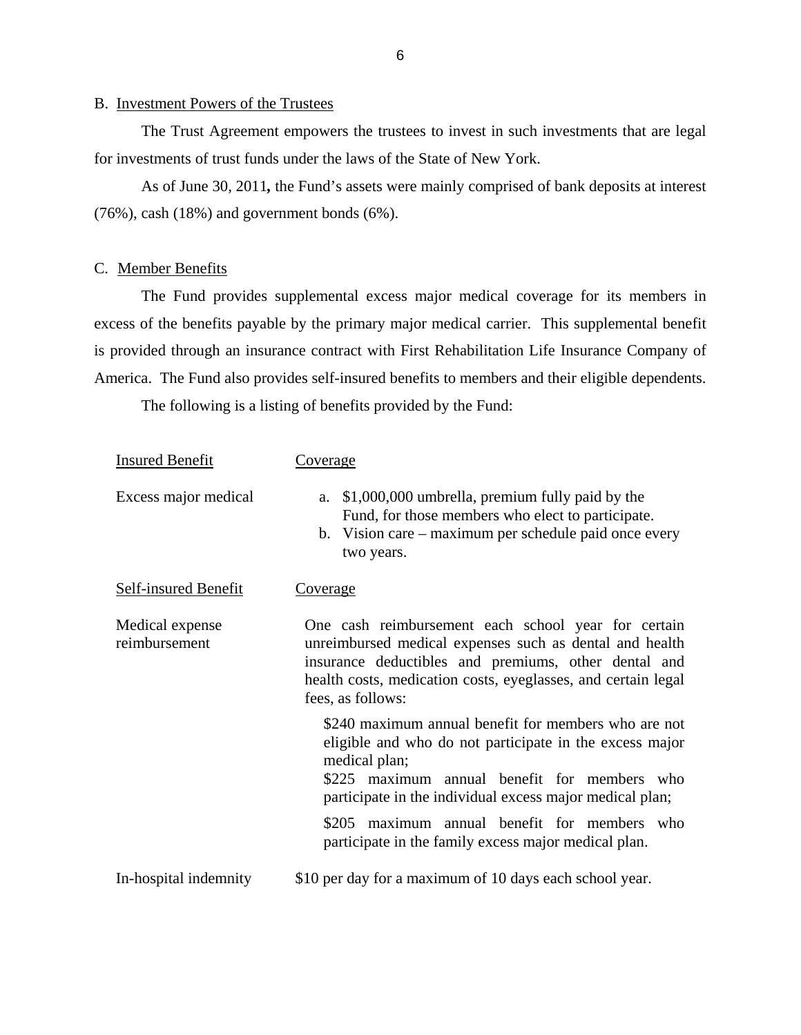B. Investment Powers of the Trustees

The Trust Agreement empowers the trustees to invest in such investments that are legal for investments of trust funds under the laws of the State of New York.

As of June 30, 2011**,** the Fund's assets were mainly comprised of bank deposits at interest (76%), cash (18%) and government bonds (6%).

C. Member Benefits

The Fund provides supplemental excess major medical coverage for its members in excess of the benefits payable by the primary major medical carrier. This supplemental benefit is provided through an insurance contract with First Rehabilitation Life Insurance Company of America. The Fund also provides self-insured benefits to members and their eligible dependents.

The following is a listing of benefits provided by the Fund:

| Insured Benefit | Coverage |
|---|---|
| Excess major medical | a. $1,000,000 umbrella, premium fully paid by the Fund, for those members who elect to participate.<br>b. Vision care – maximum per schedule paid once every two years. |

| Self-insured Benefit | Coverage |
|---|---|
| Medical expense reimbursement | One cash reimbursement each school year for certain unreimbursed medical expenses such as dental and health insurance deductibles and premiums, other dental and health costs, medication costs, eyeglasses, and certain legal fees, as follows:<br>$240 maximum annual benefit for members who are not eligible and who do not participate in the excess major medical plan;<br>$225 maximum annual benefit for members who participate in the individual excess major medical plan;<br>$205 maximum annual benefit for members who participate in the family excess major medical plan. |
| In-hospital indemnity | $10 per day for a maximum of 10 days each school year. |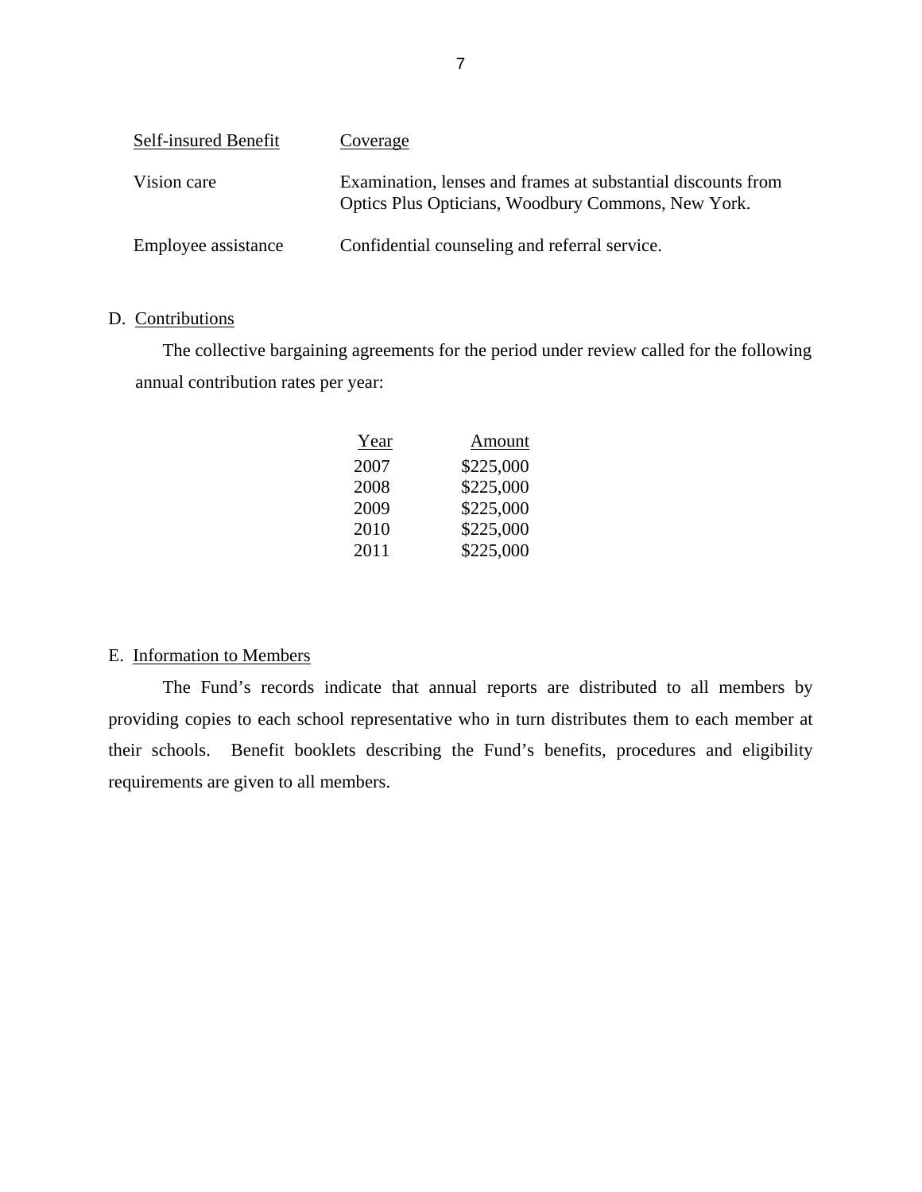| Self-insured Benefit | Coverage |
| --- | --- |
| Vision care | Examination, lenses and frames at substantial discounts from Optics Plus Opticians, Woodbury Commons, New York. |
| Employee assistance | Confidential counseling and referral service. |

D. Contributions

The collective bargaining agreements for the period under review called for the following annual contribution rates per year:

| Year | Amount |
| --- | --- |
| 2007 | $225,000 |
| 2008 | $225,000 |
| 2009 | $225,000 |
| 2010 | $225,000 |
| 2011 | $225,000 |

E. Information to Members

The Fund's records indicate that annual reports are distributed to all members by providing copies to each school representative who in turn distributes them to each member at their schools. Benefit booklets describing the Fund's benefits, procedures and eligibility requirements are given to all members.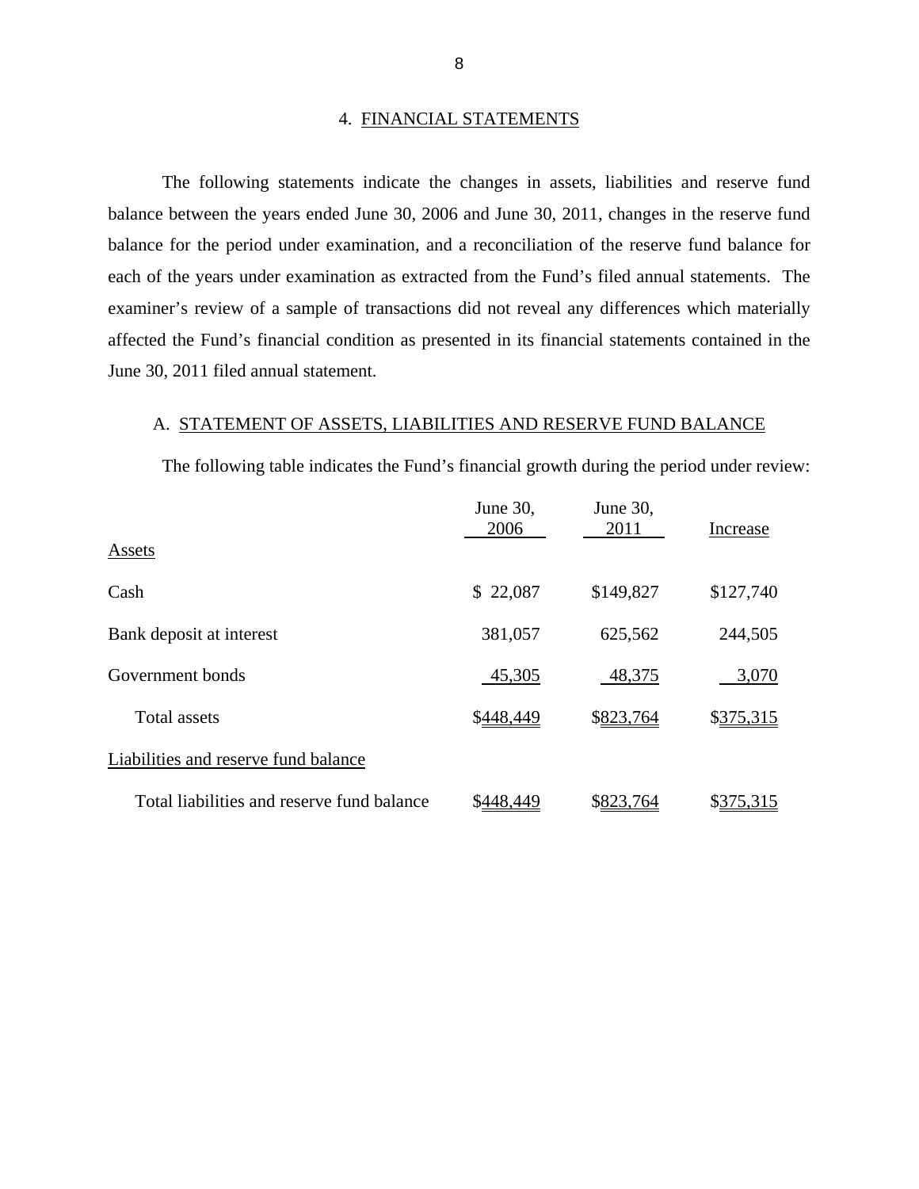## 4. FINANCIAL STATEMENTS

The following statements indicate the changes in assets, liabilities and reserve fund balance between the years ended June 30, 2006 and June 30, 2011, changes in the reserve fund balance for the period under examination, and a reconciliation of the reserve fund balance for each of the years under examination as extracted from the Fund's filed annual statements. The examiner's review of a sample of transactions did not reveal any differences which materially affected the Fund's financial condition as presented in its financial statements contained in the June 30, 2011 filed annual statement.

### A. STATEMENT OF ASSETS, LIABILITIES AND RESERVE FUND BALANCE

The following table indicates the Fund's financial growth during the period under review:

| | June 30, 2006 | June 30, 2011 | Increase |
|---|---|---|---|
| Assets | | | |
| Cash | $ 22,087 | $149,827 | $127,740 |
| Bank deposit at interest | 381,057 | 625,562 | 244,505 |
| Government bonds | 45,305 | 48,375 | 3,070 |
| Total assets | $448,449 | $823,764 | $375,315 |
| Liabilities and reserve fund balance | | | |
| Total liabilities and reserve fund balance | $448,449 | $823,764 | $375,315 |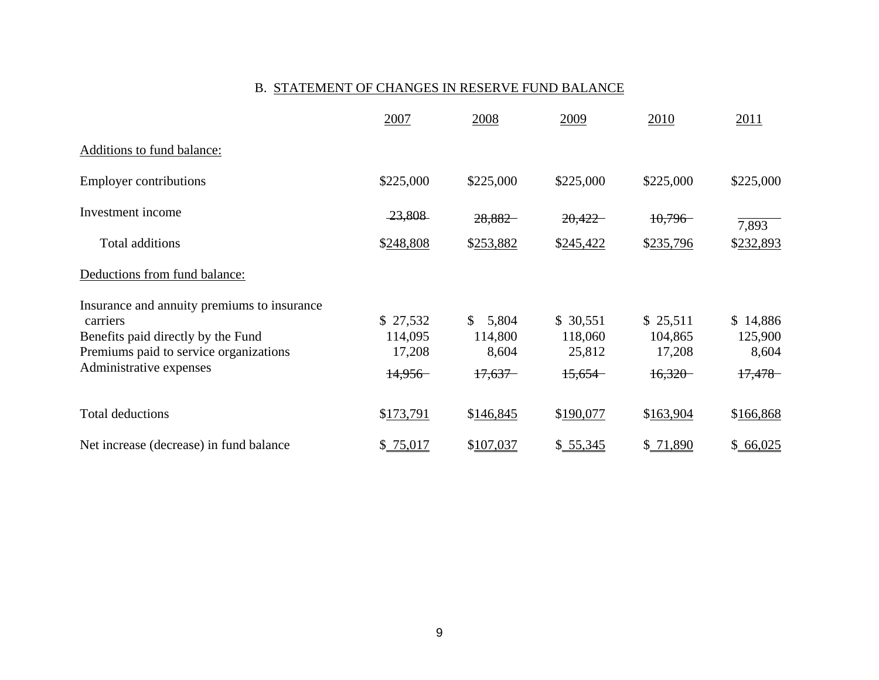## B. STATEMENT OF CHANGES IN RESERVE FUND BALANCE

| | 2007 | 2008 | 2009 | 2010 | 2011 |
|---|---|---|---|---|---|
| **Additions to fund balance:** | | | | | |
| Employer contributions | $225,000 | $225,000 | $225,000 | $225,000 | $225,000 |
| Investment income | 23,808 | 28,882 | 20,422 | 10,796 | 7,893 |
| Total additions | $248,808 | $253,882 | $245,422 | $235,796 | $232,893 |
| **Deductions from fund balance:** | | | | | |
| Insurance and annuity premiums to insurance carriers | $ 27,532 | $ 5,804 | $ 30,551 | $ 25,511 | $ 14,886 |
| Benefits paid directly by the Fund | 114,095 | 114,800 | 118,060 | 104,865 | 125,900 |
| Premiums paid to service organizations | 17,208 | 8,604 | 25,812 | 17,208 | 8,604 |
| Administrative expenses | 14,956 | 17,637 | 15,654 | 16,320 | 17,478 |
| Total deductions | $173,791 | $146,845 | $190,077 | $163,904 | $166,868 |
| Net increase (decrease) in fund balance | $ 75,017 | $107,037 | $ 55,345 | $ 71,890 | $ 66,025 |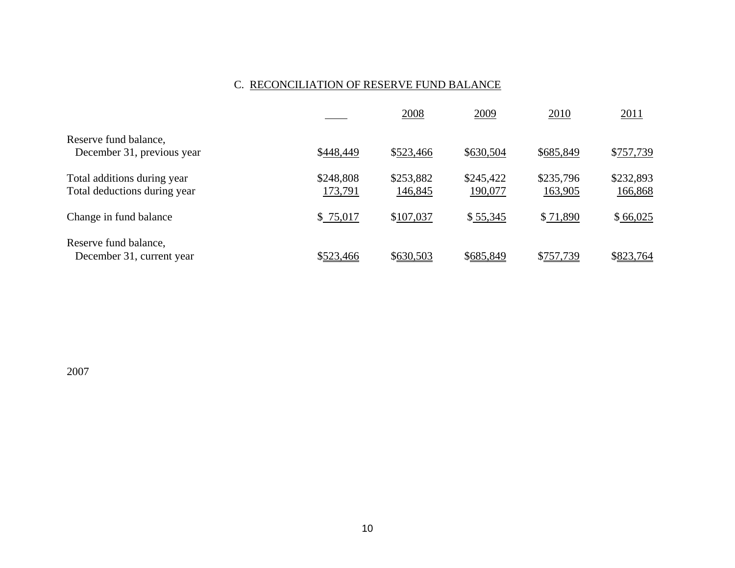### C. RECONCILIATION OF RESERVE FUND BALANCE

| | | 2008 | 2009 | 2010 | 2011 |
|---|---|---|---|---|---|
| Reserve fund balance, December 31, previous year | $448,449 | $523,466 | $630,504 | $685,849 | $757,739 |
| Total additions during year | $248,808 | $253,882 | $245,422 | $235,796 | $232,893 |
| Total deductions during year | 173,791 | 146,845 | 190,077 | 163,905 | 166,868 |
| Change in fund balance | $ 75,017 | $107,037 | $ 55,345 | $ 71,890 | $ 66,025 |
| Reserve fund balance, December 31, current year | $523,466 | $630,503 | $685,849 | $757,739 | $823,764 |

2007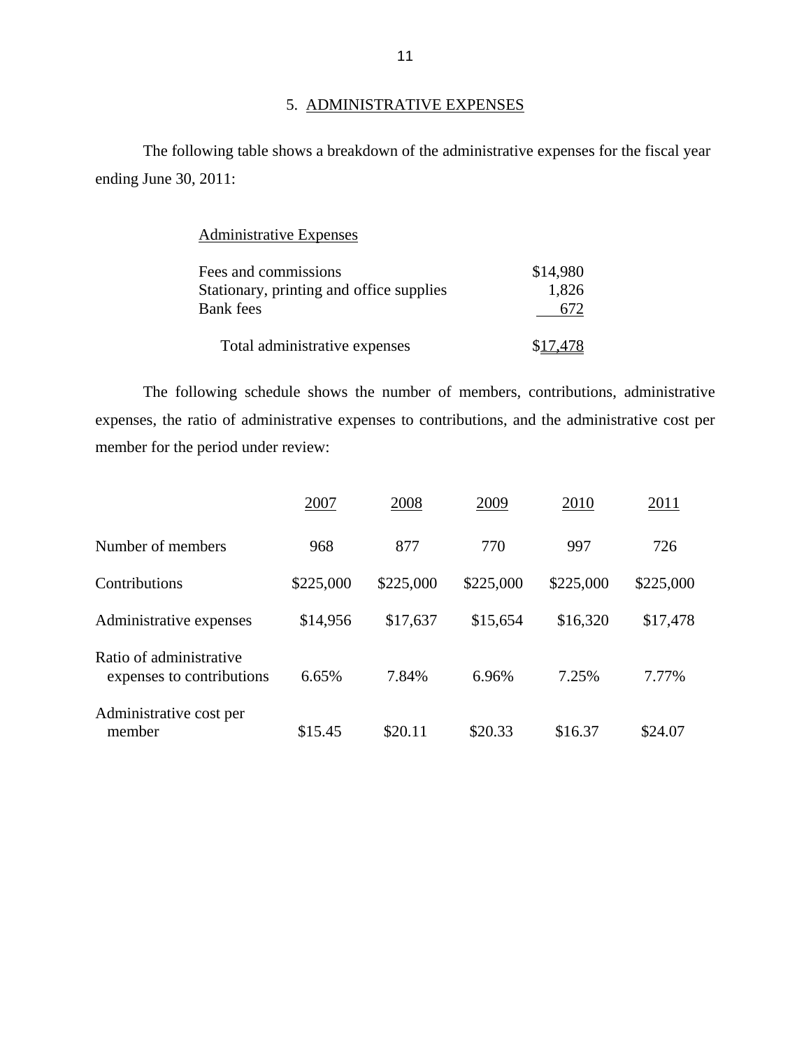## 5. ADMINISTRATIVE EXPENSES

The following table shows a breakdown of the administrative expenses for the fiscal year ending June 30, 2011:

| Administrative Expenses | |
|---|---|
| Fees and commissions | $14,980 |
| Stationary, printing and office supplies | 1,826 |
| Bank fees | 672 |
| Total administrative expenses | $17,478 |

The following schedule shows the number of members, contributions, administrative expenses, the ratio of administrative expenses to contributions, and the administrative cost per member for the period under review:

| | 2007 | 2008 | 2009 | 2010 | 2011 |
|---|---|---|---|---|---|
| Number of members | 968 | 877 | 770 | 997 | 726 |
| Contributions | $225,000 | $225,000 | $225,000 | $225,000 | $225,000 |
| Administrative expenses | $14,956 | $17,637 | $15,654 | $16,320 | $17,478 |
| Ratio of administrative expenses to contributions | 6.65% | 7.84% | 6.96% | 7.25% | 7.77% |
| Administrative cost per member | $15.45 | $20.11 | $20.33 | $16.37 | $24.07 |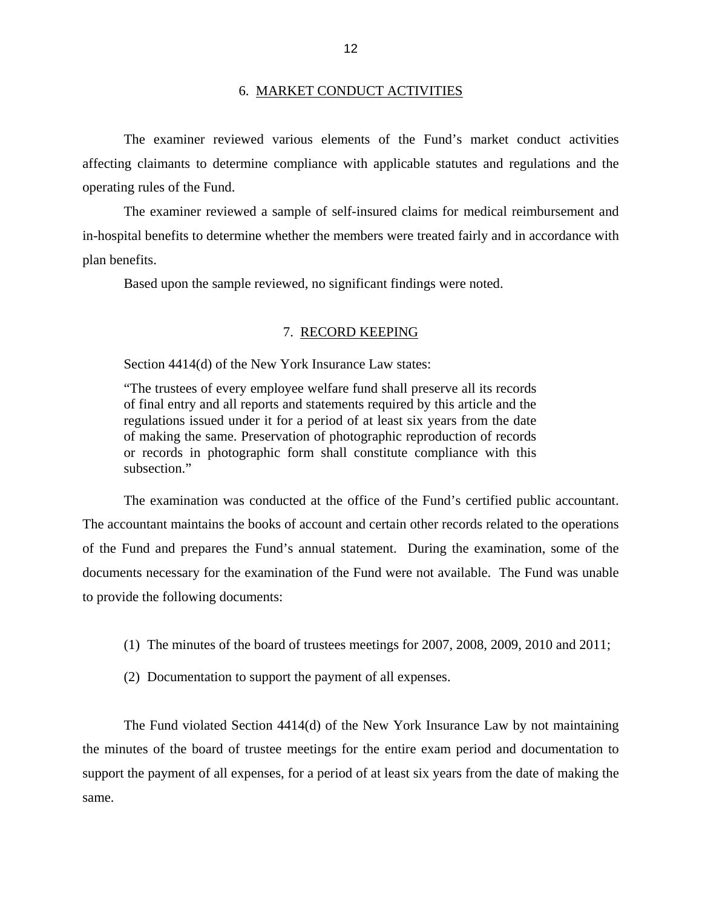## 6. MARKET CONDUCT ACTIVITIES

The examiner reviewed various elements of the Fund's market conduct activities affecting claimants to determine compliance with applicable statutes and regulations and the operating rules of the Fund.

The examiner reviewed a sample of self-insured claims for medical reimbursement and in-hospital benefits to determine whether the members were treated fairly and in accordance with plan benefits.

Based upon the sample reviewed, no significant findings were noted.

## 7. RECORD KEEPING

Section 4414(d) of the New York Insurance Law states:

> "The trustees of every employee welfare fund shall preserve all its records of final entry and all reports and statements required by this article and the regulations issued under it for a period of at least six years from the date of making the same. Preservation of photographic reproduction of records or records in photographic form shall constitute compliance with this subsection."

The examination was conducted at the office of the Fund's certified public accountant. The accountant maintains the books of account and certain other records related to the operations of the Fund and prepares the Fund's annual statement. During the examination, some of the documents necessary for the examination of the Fund were not available. The Fund was unable to provide the following documents:

(1) The minutes of the board of trustees meetings for 2007, 2008, 2009, 2010 and 2011;

(2) Documentation to support the payment of all expenses.

The Fund violated Section 4414(d) of the New York Insurance Law by not maintaining the minutes of the board of trustee meetings for the entire exam period and documentation to support the payment of all expenses, for a period of at least six years from the date of making the same.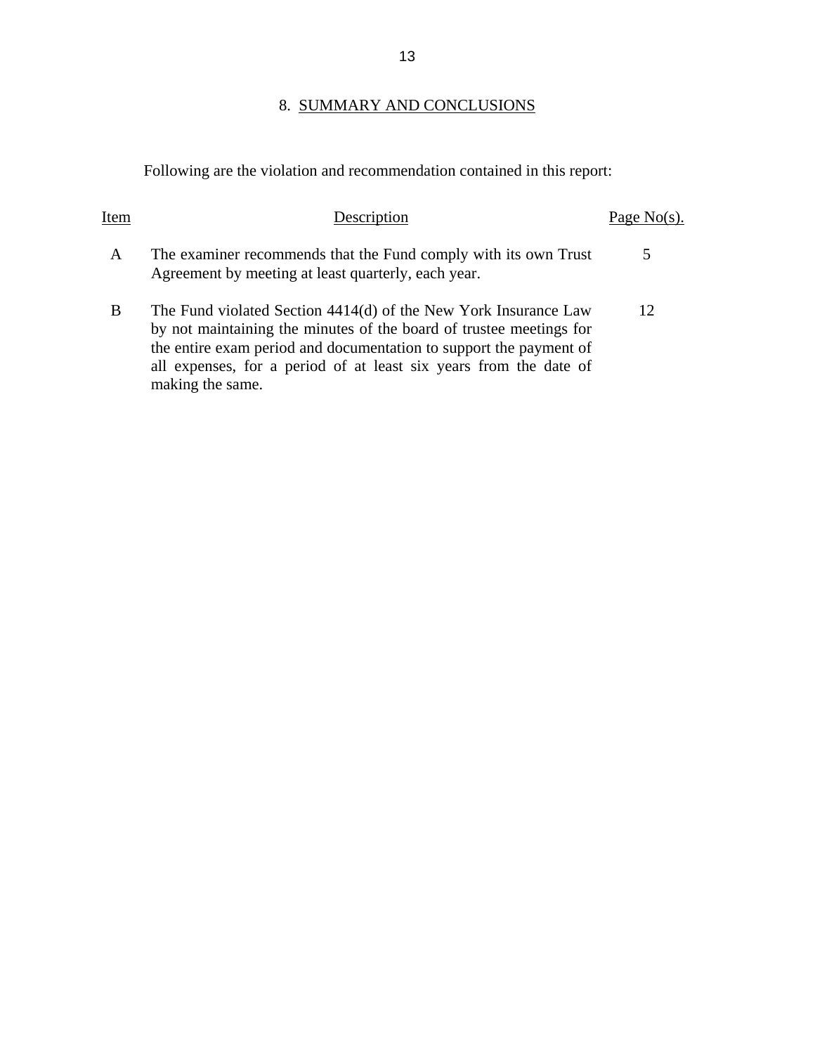## 8. SUMMARY AND CONCLUSIONS

Following are the violation and recommendation contained in this report:

| Item | Description | Page No(s). |
|---|---|---|
| A | The examiner recommends that the Fund comply with its own Trust Agreement by meeting at least quarterly, each year. | 5 |
| B | The Fund violated Section 4414(d) of the New York Insurance Law by not maintaining the minutes of the board of trustee meetings for the entire exam period and documentation to support the payment of all expenses, for a period of at least six years from the date of making the same. | 12 |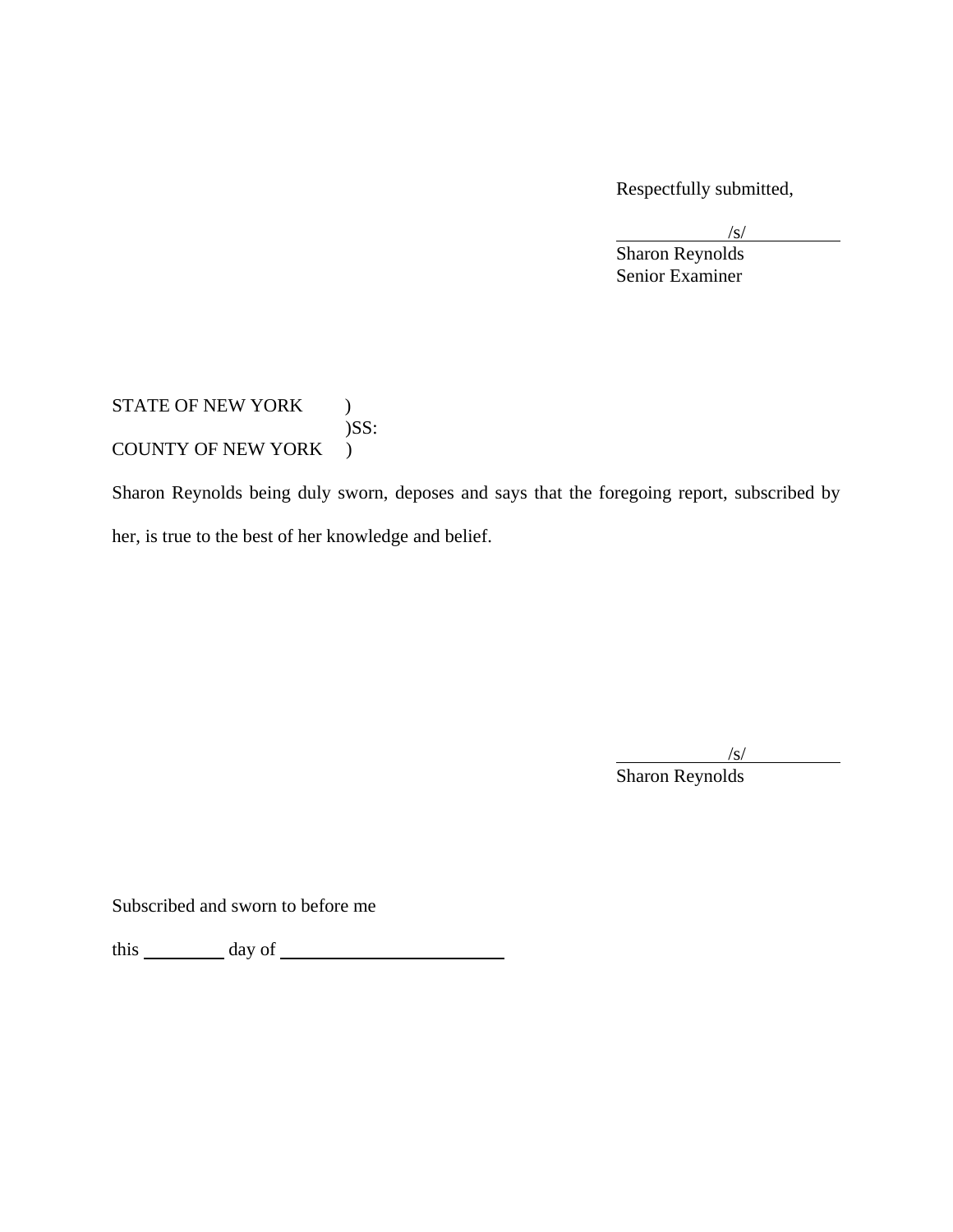Respectfully submitted,

/s/
Sharon Reynolds
Senior Examiner

STATE OF NEW YORK )
)SS:
COUNTY OF NEW YORK )

Sharon Reynolds being duly sworn, deposes and says that the foregoing report, subscribed by her, is true to the best of her knowledge and belief.

/s/
Sharon Reynolds

Subscribed and sworn to before me

this _________ day of _________________________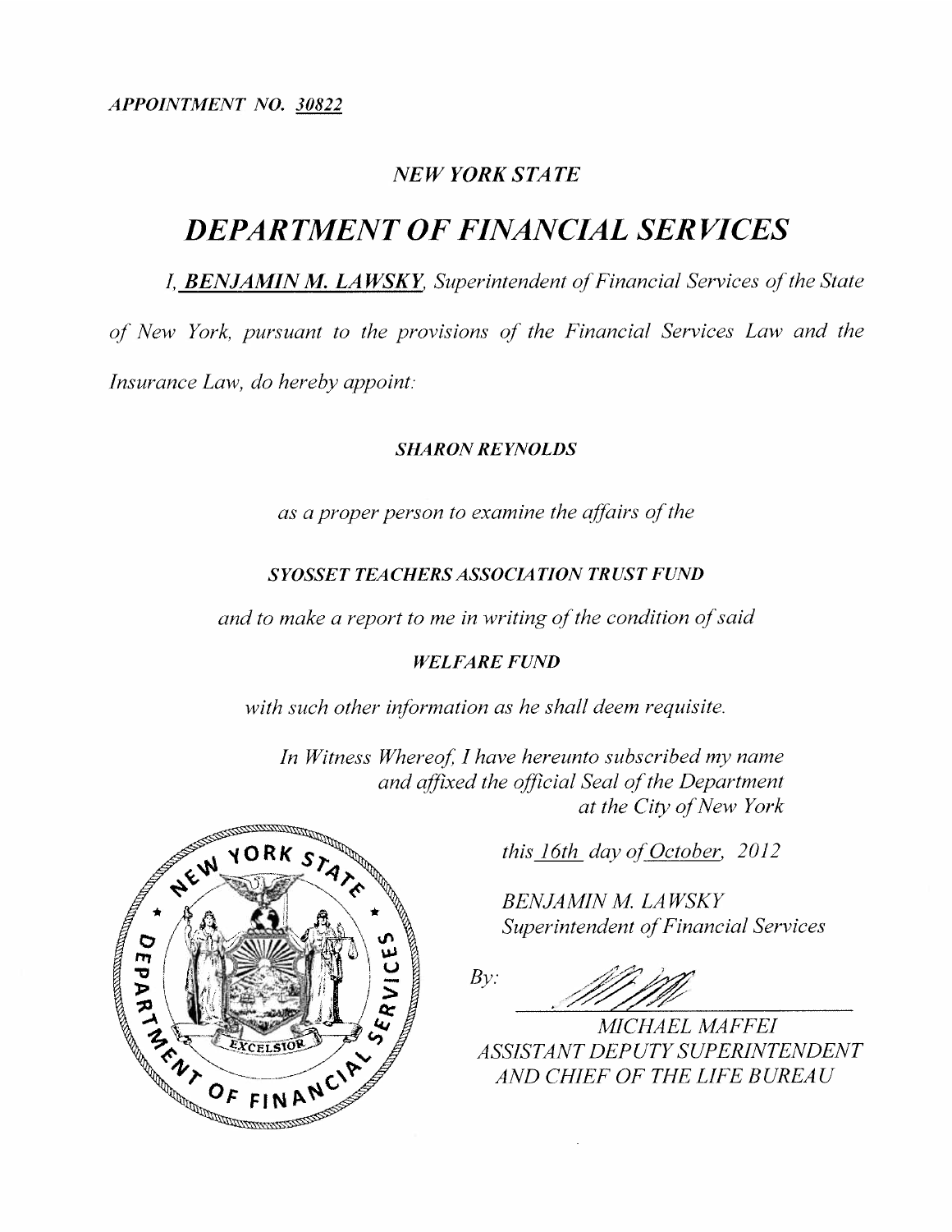*APPOINTMENT NO. 30822*

## *NEW YORK STATE*

# *DEPARTMENT OF FINANCIAL SERVICES*

*I, **BENJAMIN M. LAWSKY**, Superintendent of Financial Services of the State of New York, pursuant to the provisions of the Financial Services Law and the Insurance Law, do hereby appoint:*

***SHARON REYNOLDS***

*as a proper person to examine the affairs of the*

***SYOSSET TEACHERS ASSOCIATION TRUST FUND***

*and to make a report to me in writing of the condition of said*

***WELFARE FUND***

*with such other information as he shall deem requisite.*

*In Witness Whereof, I have hereunto subscribed my name and affixed the official Seal of the Department at the City of New York*

*this 16th day of October, 2012*

*BENJAMIN M. LAWSKY*
*Superintendent of Financial Services*

*By:*

*MICHAEL MAFFEI*
*ASSISTANT DEPUTY SUPERINTENDENT AND CHIEF OF THE LIFE BUREAU*